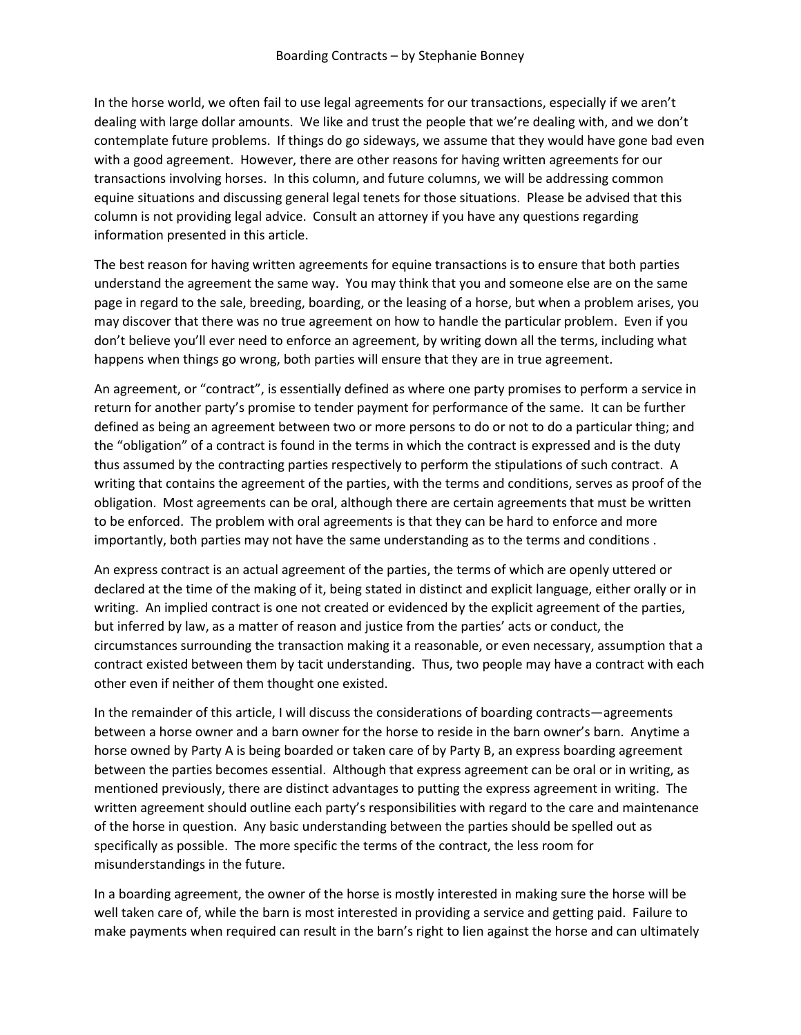# Boarding Contracts – by Stephanie Bonney

In the horse world, we often fail to use legal agreements for our transactions, especially if we aren't dealing with large dollar amounts. We like and trust the people that we're dealing with, and we don't contemplate future problems. If things do go sideways, we assume that they would have gone bad even with a good agreement. However, there are other reasons for having written agreements for our transactions involving horses. In this column, and future columns, we will be addressing common equine situations and discussing general legal tenets for those situations. Please be advised that this column is not providing legal advice. Consult an attorney if you have any questions regarding information presented in this article.

The best reason for having written agreements for equine transactions is to ensure that both parties understand the agreement the same way. You may think that you and someone else are on the same page in regard to the sale, breeding, boarding, or the leasing of a horse, but when a problem arises, you may discover that there was no true agreement on how to handle the particular problem. Even if you don't believe you'll ever need to enforce an agreement, by writing down all the terms, including what happens when things go wrong, both parties will ensure that they are in true agreement.

An agreement, or "contract", is essentially defined as where one party promises to perform a service in return for another party's promise to tender payment for performance of the same. It can be further defined as being an agreement between two or more persons to do or not to do a particular thing; and the "obligation" of a contract is found in the terms in which the contract is expressed and is the duty thus assumed by the contracting parties respectively to perform the stipulations of such contract. A writing that contains the agreement of the parties, with the terms and conditions, serves as proof of the obligation. Most agreements can be oral, although there are certain agreements that must be written to be enforced. The problem with oral agreements is that they can be hard to enforce and more importantly, both parties may not have the same understanding as to the terms and conditions .

An express contract is an actual agreement of the parties, the terms of which are openly uttered or declared at the time of the making of it, being stated in distinct and explicit language, either orally or in writing. An implied contract is one not created or evidenced by the explicit agreement of the parties, but inferred by law, as a matter of reason and justice from the parties' acts or conduct, the circumstances surrounding the transaction making it a reasonable, or even necessary, assumption that a contract existed between them by tacit understanding. Thus, two people may have a contract with each other even if neither of them thought one existed.

In the remainder of this article, I will discuss the considerations of boarding contracts—agreements between a horse owner and a barn owner for the horse to reside in the barn owner's barn. Anytime a horse owned by Party A is being boarded or taken care of by Party B, an express boarding agreement between the parties becomes essential. Although that express agreement can be oral or in writing, as mentioned previously, there are distinct advantages to putting the express agreement in writing. The written agreement should outline each party's responsibilities with regard to the care and maintenance of the horse in question. Any basic understanding between the parties should be spelled out as specifically as possible. The more specific the terms of the contract, the less room for misunderstandings in the future.

In a boarding agreement, the owner of the horse is mostly interested in making sure the horse will be well taken care of, while the barn is most interested in providing a service and getting paid. Failure to make payments when required can result in the barn's right to lien against the horse and can ultimately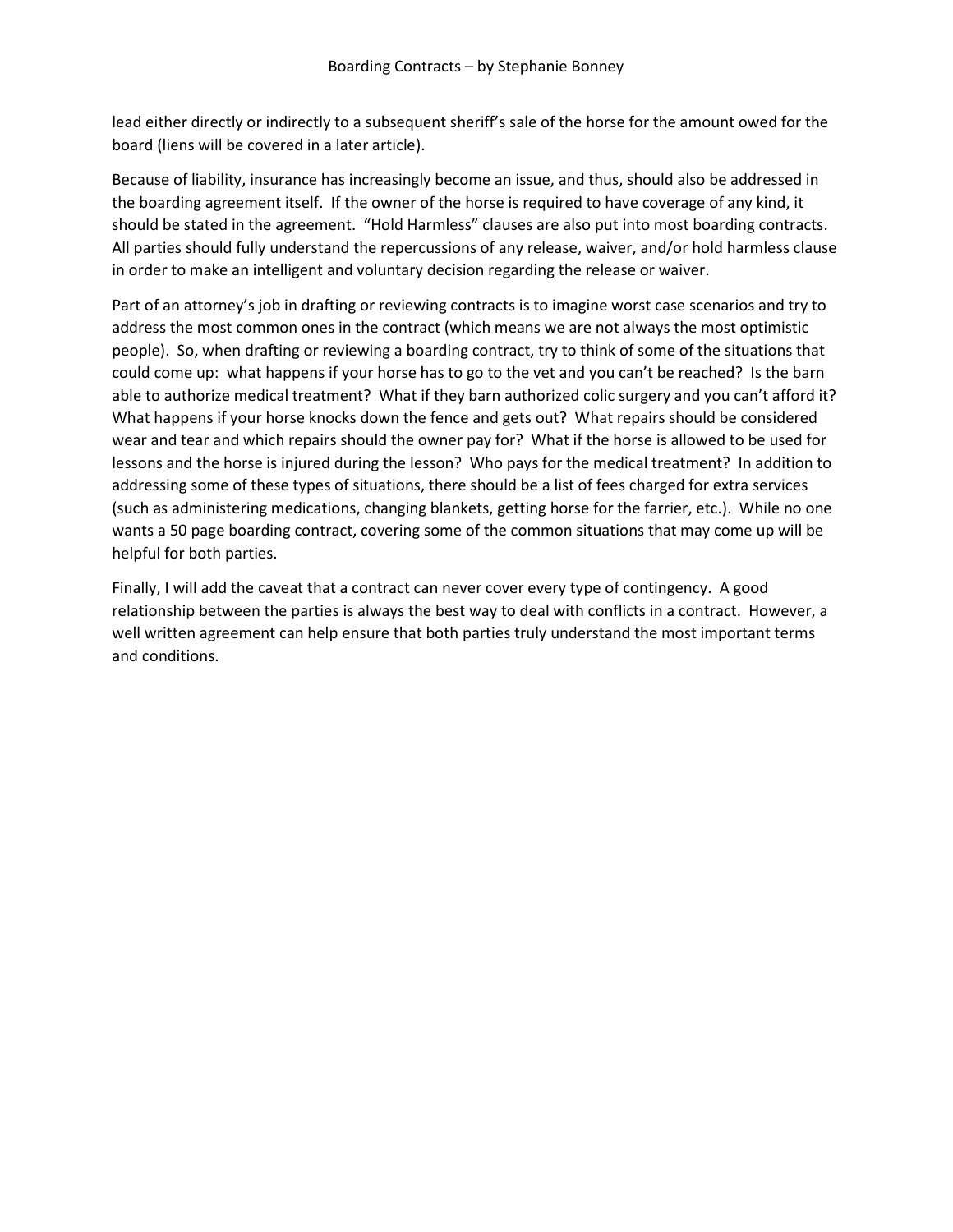lead either directly or indirectly to a subsequent sheriff's sale of the horse for the amount owed for the board (liens will be covered in a later article).

Because of liability, insurance has increasingly become an issue, and thus, should also be addressed in the boarding agreement itself. If the owner of the horse is required to have coverage of any kind, it should be stated in the agreement. "Hold Harmless" clauses are also put into most boarding contracts. All parties should fully understand the repercussions of any release, waiver, and/or hold harmless clause in order to make an intelligent and voluntary decision regarding the release or waiver.

Part of an attorney's job in drafting or reviewing contracts is to imagine worst case scenarios and try to address the most common ones in the contract (which means we are not always the most optimistic people). So, when drafting or reviewing a boarding contract, try to think of some of the situations that could come up: what happens if your horse has to go to the vet and you can't be reached? Is the barn able to authorize medical treatment? What if they barn authorized colic surgery and you can't afford it? What happens if your horse knocks down the fence and gets out? What repairs should be considered wear and tear and which repairs should the owner pay for? What if the horse is allowed to be used for lessons and the horse is injured during the lesson? Who pays for the medical treatment? In addition to addressing some of these types of situations, there should be a list of fees charged for extra services (such as administering medications, changing blankets, getting horse for the farrier, etc.). While no one wants a 50 page boarding contract, covering some of the common situations that may come up will be helpful for both parties.

Finally, I will add the caveat that a contract can never cover every type of contingency. A good relationship between the parties is always the best way to deal with conflicts in a contract. However, a well written agreement can help ensure that both parties truly understand the most important terms and conditions.